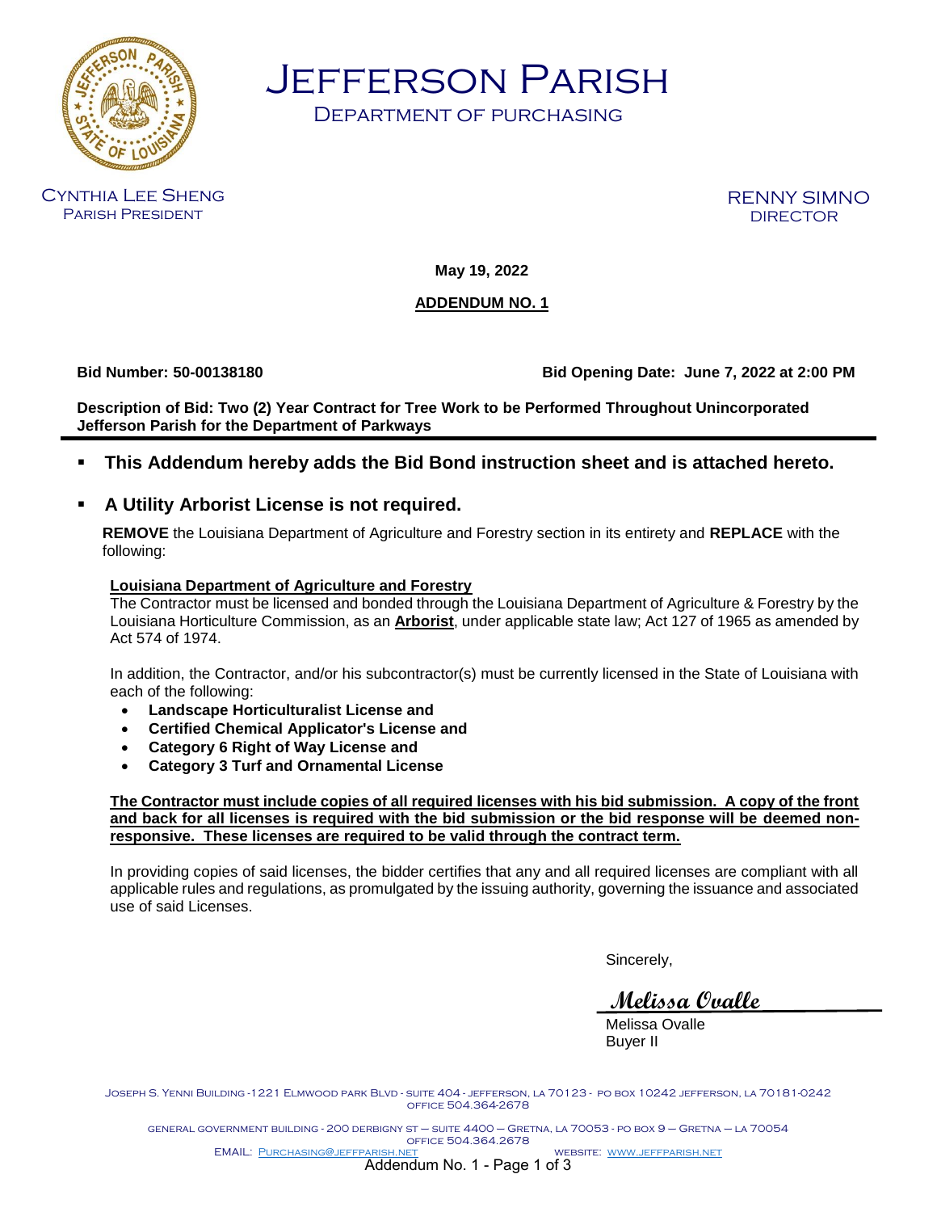# Jefferson Parish

## Department of Purchasing

Cynthia Lee Sheng
Parish President

RENNY SIMNO
DIRECTOR

**May 19, 2022**

**ADDENDUM NO. 1**

**Bid Number: 50-00138180** **Bid Opening Date: June 7, 2022 at 2:00 PM**

**Description of Bid: Two (2) Year Contract for Tree Work to be Performed Throughout Unincorporated Jefferson Parish for the Department of Parkways**

- **This Addendum hereby adds the Bid Bond instruction sheet and is attached hereto.**
- **A Utility Arborist License is not required.**

**REMOVE** the Louisiana Department of Agriculture and Forestry section in its entirety and **REPLACE** with the following:

**Louisiana Department of Agriculture and Forestry**
The Contractor must be licensed and bonded through the Louisiana Department of Agriculture & Forestry by the Louisiana Horticulture Commission, as an **Arborist**, under applicable state law; Act 127 of 1965 as amended by Act 574 of 1974.

In addition, the Contractor, and/or his subcontractor(s) must be currently licensed in the State of Louisiana with each of the following:

- **Landscape Horticulturalist License and**
- **Certified Chemical Applicator's License and**
- **Category 6 Right of Way License and**
- **Category 3 Turf and Ornamental License**

**The Contractor must include copies of all required licenses with his bid submission. A copy of the front and back for all licenses is required with the bid submission or the bid response will be deemed non-responsive. These licenses are required to be valid through the contract term.**

In providing copies of said licenses, the bidder certifies that any and all required licenses are compliant with all applicable rules and regulations, as promulgated by the issuing authority, governing the issuance and associated use of said Licenses.

Sincerely,

*Melissa Ovalle*

Melissa Ovalle
Buyer II

Joseph S. Yenni Building - 1221 Elmwood Park Blvd - Suite 404 - Jefferson, LA 70123 - PO Box 10242 Jefferson, LA 70181-0242
Office 504.364.2678

General Government Building - 200 Derbigny St – Suite 4400 – Gretna, LA 70053 - PO Box 9 – Gretna – LA 70054
Office 504.364.2678

EMAIL: Purchasing@jeffparish.net WEBSITE: www.jeffparish.net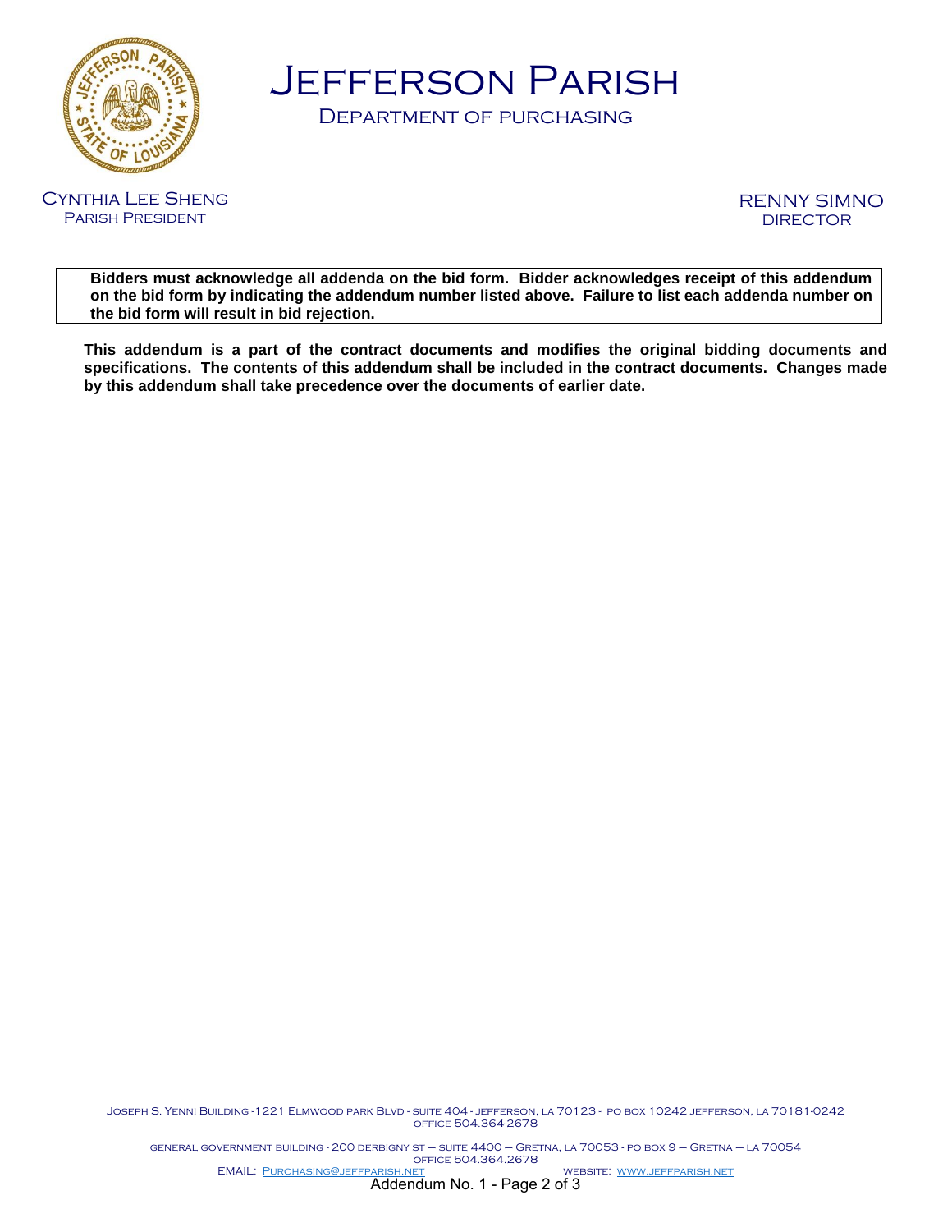# Jefferson Parish

## Department of Purchasing

Cynthia Lee Sheng
Parish President

RENNY SIMNO
DIRECTOR

**Bidders must acknowledge all addenda on the bid form. Bidder acknowledges receipt of this addendum on the bid form by indicating the addendum number listed above. Failure to list each addenda number on the bid form will result in bid rejection.**

**This addendum is a part of the contract documents and modifies the original bidding documents and specifications. The contents of this addendum shall be included in the contract documents. Changes made by this addendum shall take precedence over the documents of earlier date.**

Joseph S. Yenni Building - 1221 Elmwood Park Blvd - Suite 404 - Jefferson, LA 70123 - PO Box 10242 Jefferson, LA 70181-0242
Office 504.364-2678

General Government Building - 200 Derbigny St – Suite 4400 – Gretna, LA 70053 - PO Box 9 – Gretna – LA 70054
Office 504.364.2678

EMAIL: Purchasing@jeffparish.net    WEBSITE: www.jeffparish.net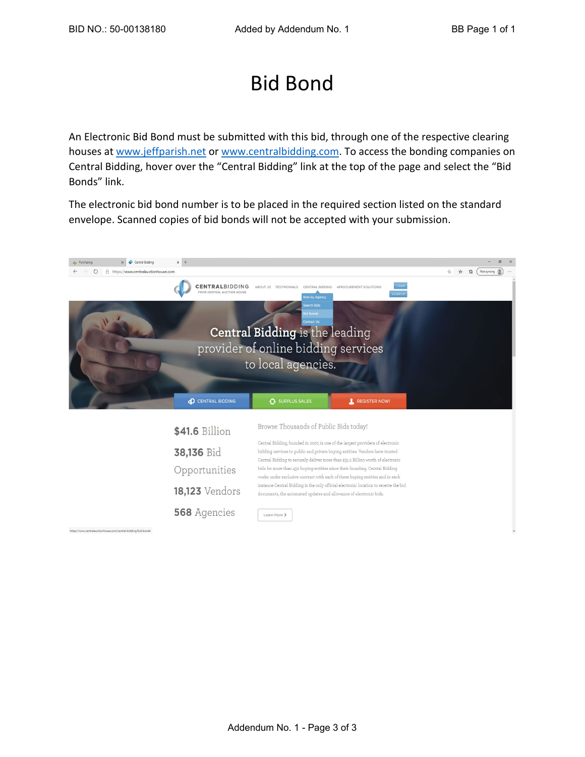# Bid Bond

An Electronic Bid Bond must be submitted with this bid, through one of the respective clearing houses at www.jeffparish.net or www.centralbidding.com. To access the bonding companies on Central Bidding, hover over the “Central Bidding” link at the top of the page and select the “Bid Bonds” link.

The electronic bid bond number is to be placed in the required section listed on the standard envelope. Scanned copies of bid bonds will not be accepted with your submission.